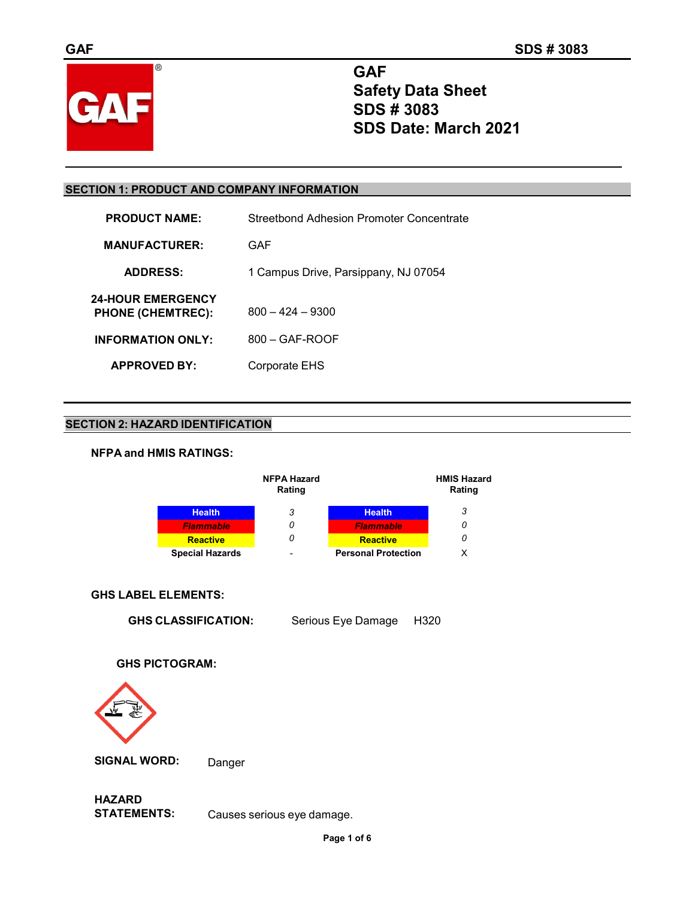# GAF
# Safety Data Sheet
# SDS # 3083
# SDS Date: March 2021

## SECTION 1: PRODUCT AND COMPANY INFORMATION

| | |
|---|---|
| **PRODUCT NAME:** | Streetbond Adhesion Promoter Concentrate |
| **MANUFACTURER:** | GAF |
| **ADDRESS:** | 1 Campus Drive, Parsippany, NJ 07054 |
| **24-HOUR EMERGENCY PHONE (CHEMTREC):** | 800 – 424 – 9300 |
| **INFORMATION ONLY:** | 800 – GAF-ROOF |
| **APPROVED BY:** | Corporate EHS |

## SECTION 2: HAZARD IDENTIFICATION

**NFPA and HMIS RATINGS:**

| | NFPA Hazard Rating | | HMIS Hazard Rating |
|---|---|---|---|
| Health | 3 | Health | 3 |
| *Flammable* | 0 | *Flammable* | 0 |
| Reactive | 0 | Reactive | 0 |
| Special Hazards | - | Personal Protection | X |

**GHS LABEL ELEMENTS:**

**GHS CLASSIFICATION:** Serious Eye Damage H320

**GHS PICTOGRAM:**

**SIGNAL WORD:** Danger

**HAZARD STATEMENTS:** Causes serious eye damage.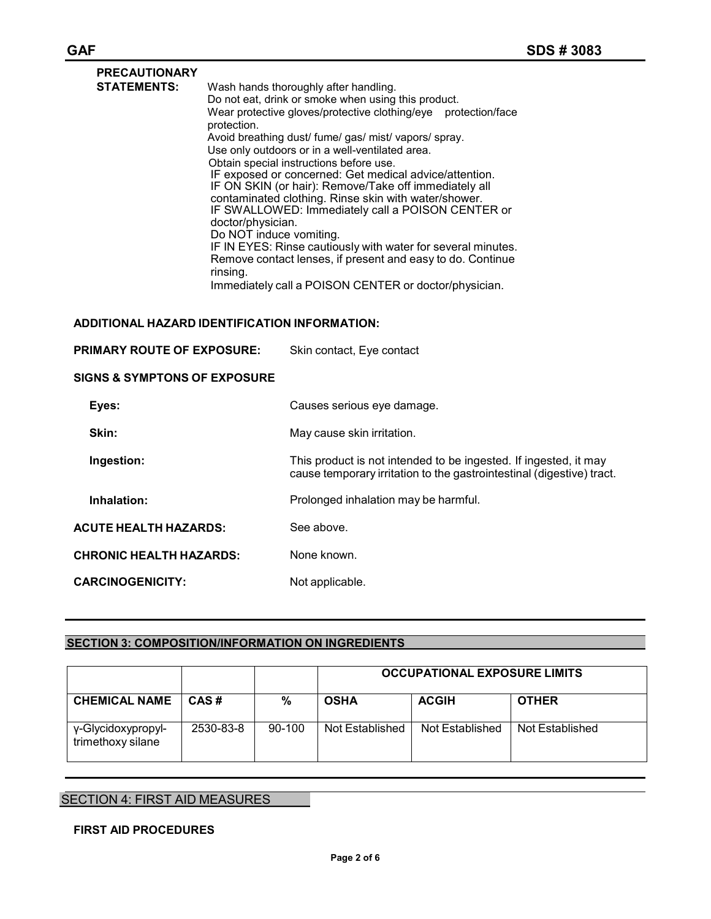**PRECAUTIONARY STATEMENTS:**

Wash hands thoroughly after handling.
Do not eat, drink or smoke when using this product.
Wear protective gloves/protective clothing/eye protection/face protection.
Avoid breathing dust/ fume/ gas/ mist/ vapors/ spray.
Use only outdoors or in a well-ventilated area.
Obtain special instructions before use.
IF exposed or concerned: Get medical advice/attention.
IF ON SKIN (or hair): Remove/Take off immediately all contaminated clothing. Rinse skin with water/shower.
IF SWALLOWED: Immediately call a POISON CENTER or doctor/physician.
Do NOT induce vomiting.
IF IN EYES: Rinse cautiously with water for several minutes. Remove contact lenses, if present and easy to do. Continue rinsing.
Immediately call a POISON CENTER or doctor/physician.

**ADDITIONAL HAZARD IDENTIFICATION INFORMATION:**

**PRIMARY ROUTE OF EXPOSURE:** Skin contact, Eye contact

**SIGNS & SYMPTONS OF EXPOSURE**

**Eyes:** Causes serious eye damage.

**Skin:** May cause skin irritation.

**Ingestion:** This product is not intended to be ingested. If ingested, it may cause temporary irritation to the gastrointestinal (digestive) tract.

**Inhalation:** Prolonged inhalation may be harmful.

**ACUTE HEALTH HAZARDS:** See above.

**CHRONIC HEALTH HAZARDS:** None known.

**CARCINOGENICITY:** Not applicable.

## SECTION 3: COMPOSITION/INFORMATION ON INGREDIENTS

| | | | OCCUPATIONAL EXPOSURE LIMITS | | |
|---|---|---|---|---|---|
| **CHEMICAL NAME** | **CAS #** | **%** | **OSHA** | **ACGIH** | **OTHER** |
| γ-Glycidoxypropyl-trimethoxy silane | 2530-83-8 | 90-100 | Not Established | Not Established | Not Established |

## SECTION 4: FIRST AID MEASURES

**FIRST AID PROCEDURES**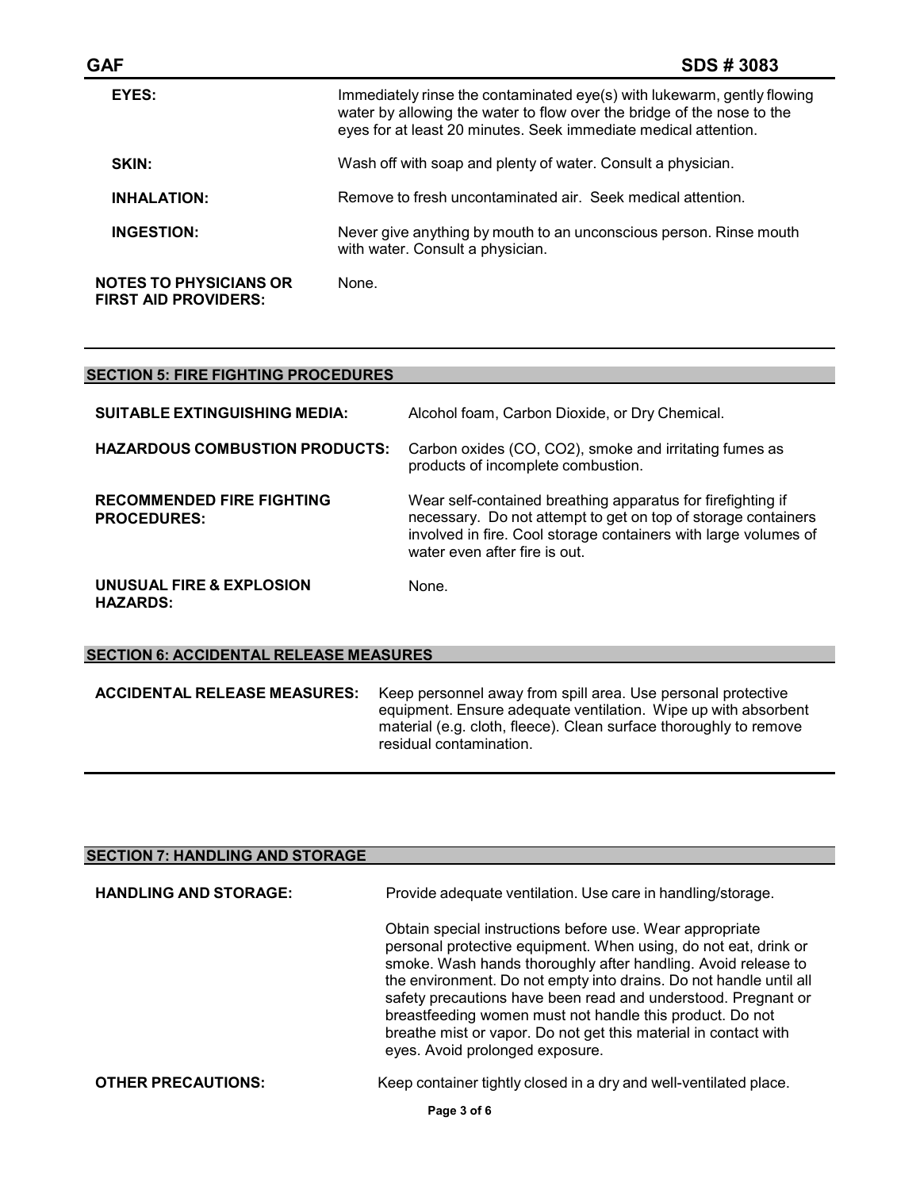**EYES:** Immediately rinse the contaminated eye(s) with lukewarm, gently flowing water by allowing the water to flow over the bridge of the nose to the eyes for at least 20 minutes. Seek immediate medical attention.

**SKIN:** Wash off with soap and plenty of water. Consult a physician.

**INHALATION:** Remove to fresh uncontaminated air. Seek medical attention.

**INGESTION:** Never give anything by mouth to an unconscious person. Rinse mouth with water. Consult a physician.

**NOTES TO PHYSICIANS OR FIRST AID PROVIDERS:** None.

## SECTION 5: FIRE FIGHTING PROCEDURES

**SUITABLE EXTINGUISHING MEDIA:** Alcohol foam, Carbon Dioxide, or Dry Chemical.

**HAZARDOUS COMBUSTION PRODUCTS:** Carbon oxides ($CO$, $CO_2$), smoke and irritating fumes as products of incomplete combustion.

**RECOMMENDED FIRE FIGHTING PROCEDURES:** Wear self-contained breathing apparatus for firefighting if necessary. Do not attempt to get on top of storage containers involved in fire. Cool storage containers with large volumes of water even after fire is out.

**UNUSUAL FIRE & EXPLOSION HAZARDS:** None.

## SECTION 6: ACCIDENTAL RELEASE MEASURES

**ACCIDENTAL RELEASE MEASURES:** Keep personnel away from spill area. Use personal protective equipment. Ensure adequate ventilation. Wipe up with absorbent material (e.g. cloth, fleece). Clean surface thoroughly to remove residual contamination.

## SECTION 7: HANDLING AND STORAGE

**HANDLING AND STORAGE:** Provide adequate ventilation. Use care in handling/storage.

Obtain special instructions before use. Wear appropriate personal protective equipment. When using, do not eat, drink or smoke. Wash hands thoroughly after handling. Avoid release to the environment. Do not empty into drains. Do not handle until all safety precautions have been read and understood. Pregnant or breastfeeding women must not handle this product. Do not breathe mist or vapor. Do not get this material in contact with eyes. Avoid prolonged exposure.

**OTHER PRECAUTIONS:** Keep container tightly closed in a dry and well-ventilated place.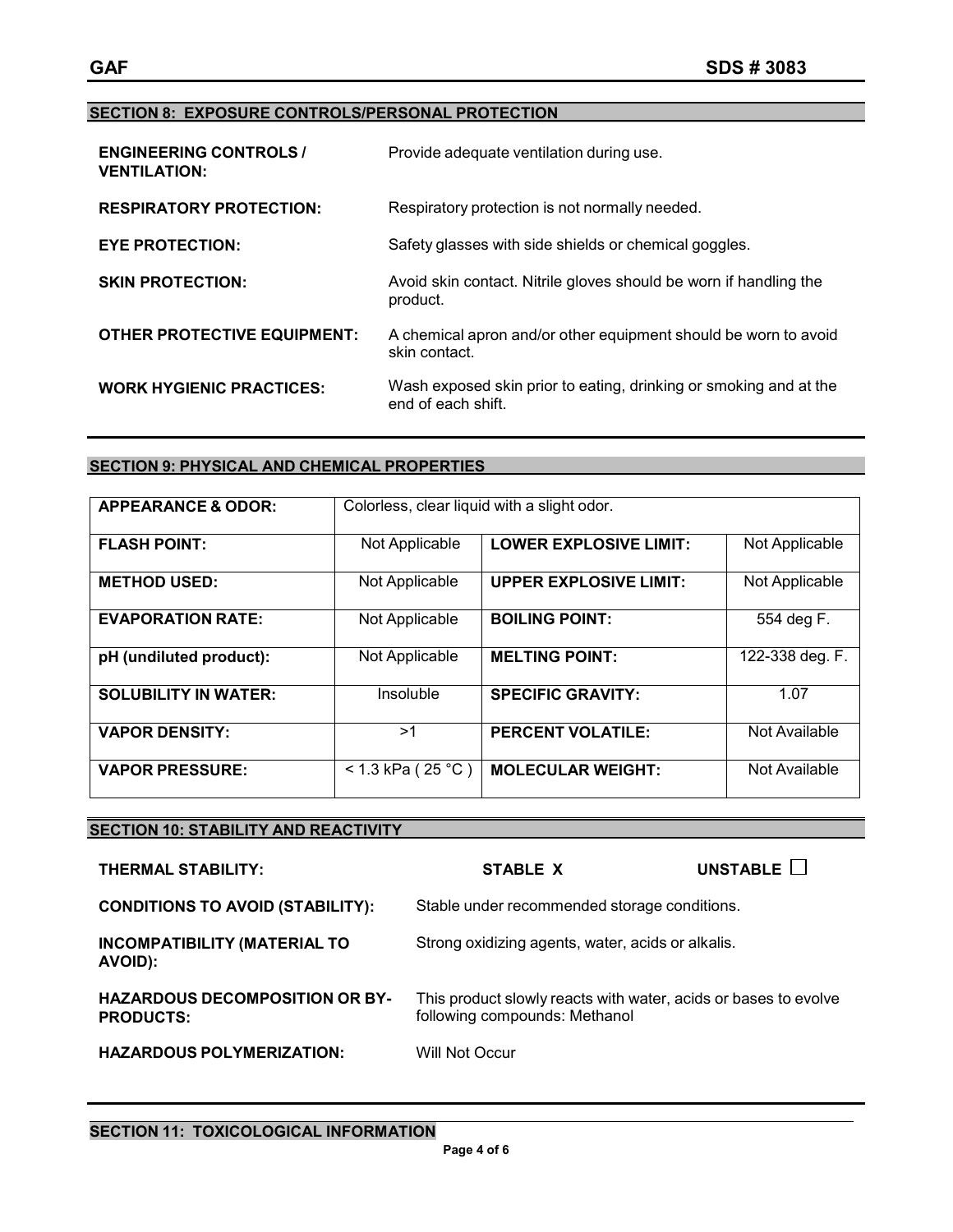## SECTION 8: EXPOSURE CONTROLS/PERSONAL PROTECTION

**ENGINEERING CONTROLS / VENTILATION:** Provide adequate ventilation during use.

**RESPIRATORY PROTECTION:** Respiratory protection is not normally needed.

**EYE PROTECTION:** Safety glasses with side shields or chemical goggles.

**SKIN PROTECTION:** Avoid skin contact. Nitrile gloves should be worn if handling the product.

**OTHER PROTECTIVE EQUIPMENT:** A chemical apron and/or other equipment should be worn to avoid skin contact.

**WORK HYGIENIC PRACTICES:** Wash exposed skin prior to eating, drinking or smoking and at the end of each shift.

## SECTION 9: PHYSICAL AND CHEMICAL PROPERTIES

| **APPEARANCE & ODOR:** | Colorless, clear liquid with a slight odor. | | |
|---|---|---|---|
| **FLASH POINT:** | Not Applicable | **LOWER EXPLOSIVE LIMIT:** | Not Applicable |
| **METHOD USED:** | Not Applicable | **UPPER EXPLOSIVE LIMIT:** | Not Applicable |
| **EVAPORATION RATE:** | Not Applicable | **BOILING POINT:** | 554 deg F. |
| **pH (undiluted product):** | Not Applicable | **MELTING POINT:** | 122-338 deg. F. |
| **SOLUBILITY IN WATER:** | Insoluble | **SPECIFIC GRAVITY:** | 1.07 |
| **VAPOR DENSITY:** | >1 | **PERCENT VOLATILE:** | Not Available |
| **VAPOR PRESSURE:** | < 1.3 kPa ( 25 °C ) | **MOLECULAR WEIGHT:** | Not Available |

## SECTION 10: STABILITY AND REACTIVITY

**THERMAL STABILITY:** **STABLE X** **UNSTABLE** ☐

**CONDITIONS TO AVOID (STABILITY):** Stable under recommended storage conditions.

**INCOMPATIBILITY (MATERIAL TO AVOID):** Strong oxidizing agents, water, acids or alkalis.

**HAZARDOUS DECOMPOSITION OR BY-PRODUCTS:** This product slowly reacts with water, acids or bases to evolve following compounds: Methanol

**HAZARDOUS POLYMERIZATION:** Will Not Occur

## SECTION 11: TOXICOLOGICAL INFORMATION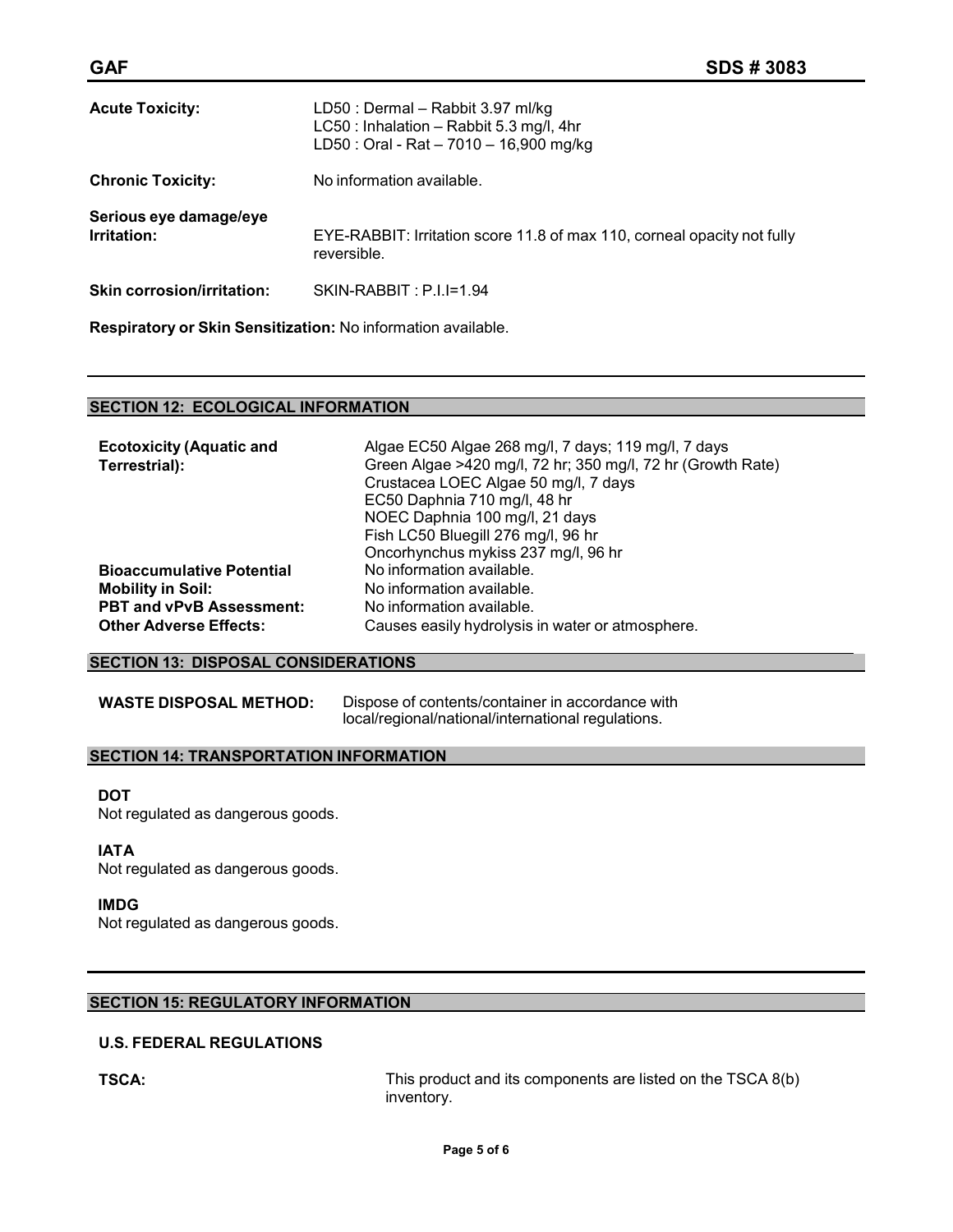**Acute Toxicity:** LD50 : Dermal – Rabbit 3.97 ml/kg
LC50 : Inhalation – Rabbit 5.3 mg/l, 4hr
LD50 : Oral - Rat – 7010 – 16,900 mg/kg

**Chronic Toxicity:** No information available.

**Serious eye damage/eye Irritation:** EYE-RABBIT: Irritation score 11.8 of max 110, corneal opacity not fully reversible.

**Skin corrosion/irritation:** SKIN-RABBIT : P.I.I=1.94

**Respiratory or Skin Sensitization:** No information available.

## SECTION 12: ECOLOGICAL INFORMATION

**Ecotoxicity (Aquatic and Terrestrial):**
Algae EC50 Algae 268 mg/l, 7 days; 119 mg/l, 7 days
Green Algae >420 mg/l, 72 hr; 350 mg/l, 72 hr (Growth Rate)
Crustacea LOEC Algae 50 mg/l, 7 days
EC50 Daphnia 710 mg/l, 48 hr
NOEC Daphnia 100 mg/l, 21 days
Fish LC50 Bluegill 276 mg/l, 96 hr
Oncorhynchus mykiss 237 mg/l, 96 hr

**Bioaccumulative Potential** No information available.
**Mobility in Soil:** No information available.
**PBT and vPvB Assessment:** No information available.
**Other Adverse Effects:** Causes easily hydrolysis in water or atmosphere.

## SECTION 13: DISPOSAL CONSIDERATIONS

**WASTE DISPOSAL METHOD:** Dispose of contents/container in accordance with local/regional/national/international regulations.

## SECTION 14: TRANSPORTATION INFORMATION

**DOT**
Not regulated as dangerous goods.

**IATA**
Not regulated as dangerous goods.

**IMDG**
Not regulated as dangerous goods.

## SECTION 15: REGULATORY INFORMATION

**U.S. FEDERAL REGULATIONS**

**TSCA:** This product and its components are listed on the TSCA 8(b) inventory.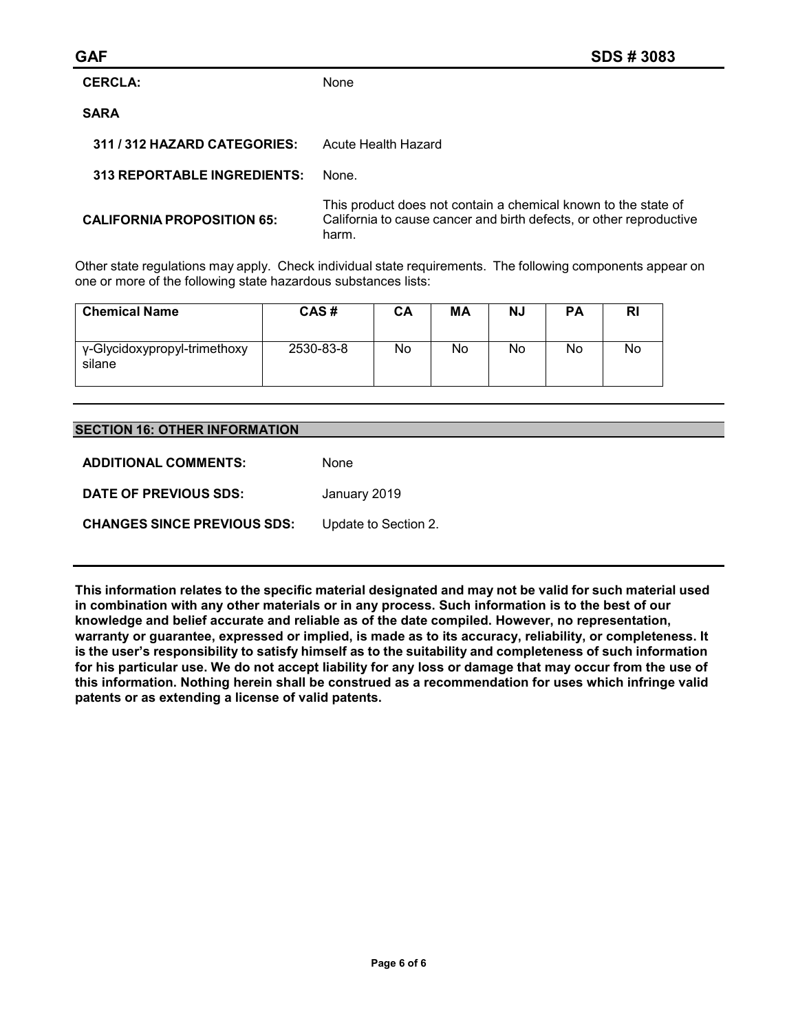**CERCLA:** None

**SARA**

**311 / 312 HAZARD CATEGORIES:** Acute Health Hazard

**313 REPORTABLE INGREDIENTS:** None.

**CALIFORNIA PROPOSITION 65:** This product does not contain a chemical known to the state of California to cause cancer and birth defects, or other reproductive harm.

Other state regulations may apply. Check individual state requirements. The following components appear on one or more of the following state hazardous substances lists:

| Chemical Name | CAS # | CA | MA | NJ | PA | RI |
|---|---|---|---|---|---|---|
| γ-Glycidoxypropyl-trimethoxy silane | 2530-83-8 | No | No | No | No | No |

## SECTION 16: OTHER INFORMATION

**ADDITIONAL COMMENTS:** None

**DATE OF PREVIOUS SDS:** January 2019

**CHANGES SINCE PREVIOUS SDS:** Update to Section 2.

**This information relates to the specific material designated and may not be valid for such material used in combination with any other materials or in any process. Such information is to the best of our knowledge and belief accurate and reliable as of the date compiled. However, no representation, warranty or guarantee, expressed or implied, is made as to its accuracy, reliability, or completeness. It is the user's responsibility to satisfy himself as to the suitability and completeness of such information for his particular use. We do not accept liability for any loss or damage that may occur from the use of this information. Nothing herein shall be construed as a recommendation for uses which infringe valid patents or as extending a license of valid patents.**